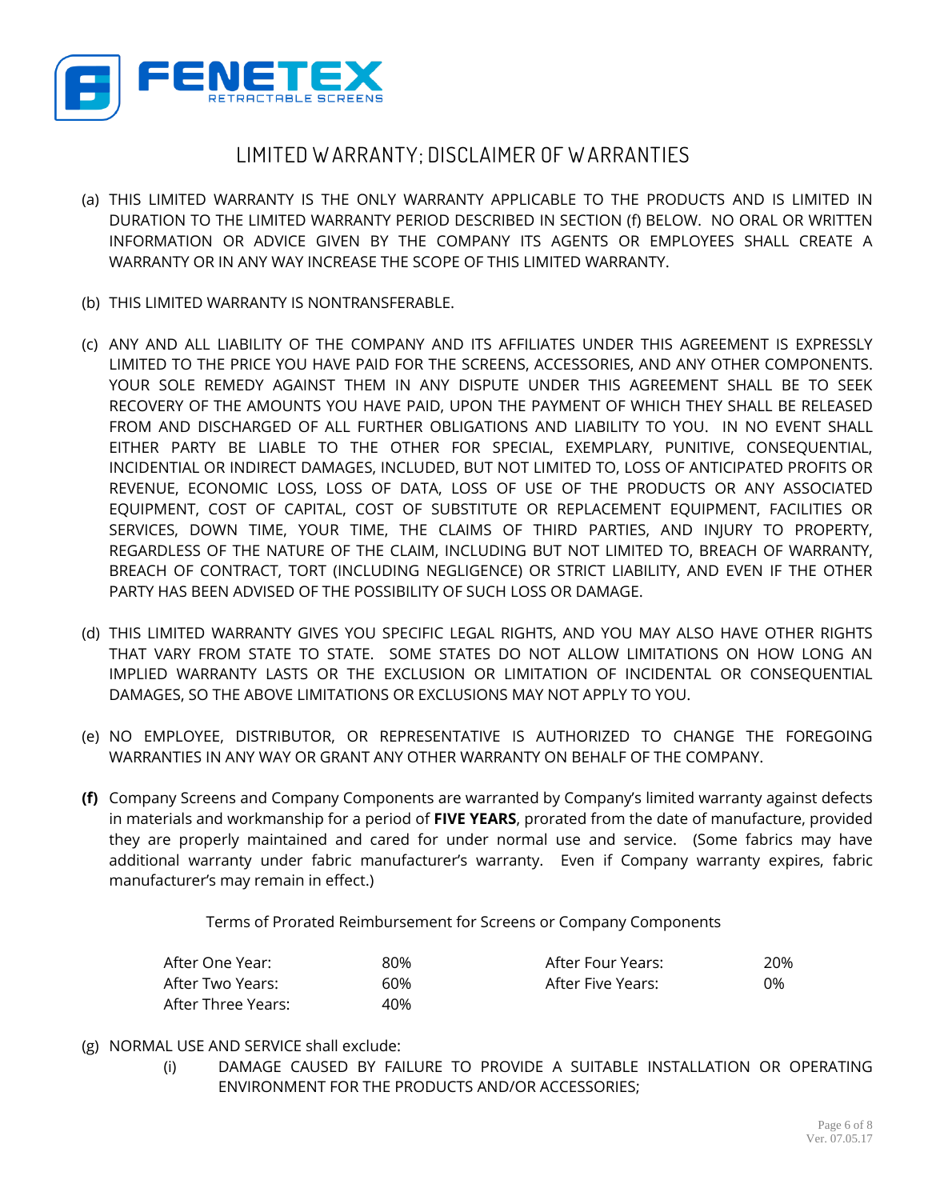FENETEX
RETRACTABLE SCREENS

# LIMITED WARRANTY; DISCLAIMER OF WARRANTIES

(a) THIS LIMITED WARRANTY IS THE ONLY WARRANTY APPLICABLE TO THE PRODUCTS AND IS LIMITED IN DURATION TO THE LIMITED WARRANTY PERIOD DESCRIBED IN SECTION (f) BELOW. NO ORAL OR WRITTEN INFORMATION OR ADVICE GIVEN BY THE COMPANY ITS AGENTS OR EMPLOYEES SHALL CREATE A WARRANTY OR IN ANY WAY INCREASE THE SCOPE OF THIS LIMITED WARRANTY.

(b) THIS LIMITED WARRANTY IS NONTRANSFERABLE.

(c) ANY AND ALL LIABILITY OF THE COMPANY AND ITS AFFILIATES UNDER THIS AGREEMENT IS EXPRESSLY LIMITED TO THE PRICE YOU HAVE PAID FOR THE SCREENS, ACCESSORIES, AND ANY OTHER COMPONENTS. YOUR SOLE REMEDY AGAINST THEM IN ANY DISPUTE UNDER THIS AGREEMENT SHALL BE TO SEEK RECOVERY OF THE AMOUNTS YOU HAVE PAID, UPON THE PAYMENT OF WHICH THEY SHALL BE RELEASED FROM AND DISCHARGED OF ALL FURTHER OBLIGATIONS AND LIABILITY TO YOU. IN NO EVENT SHALL EITHER PARTY BE LIABLE TO THE OTHER FOR SPECIAL, EXEMPLARY, PUNITIVE, CONSEQUENTIAL, INCIDENTIAL OR INDIRECT DAMAGES, INCLUDED, BUT NOT LIMITED TO, LOSS OF ANTICIPATED PROFITS OR REVENUE, ECONOMIC LOSS, LOSS OF DATA, LOSS OF USE OF THE PRODUCTS OR ANY ASSOCIATED EQUIPMENT, COST OF CAPITAL, COST OF SUBSTITUTE OR REPLACEMENT EQUIPMENT, FACILITIES OR SERVICES, DOWN TIME, YOUR TIME, THE CLAIMS OF THIRD PARTIES, AND INJURY TO PROPERTY, REGARDLESS OF THE NATURE OF THE CLAIM, INCLUDING BUT NOT LIMITED TO, BREACH OF WARRANTY, BREACH OF CONTRACT, TORT (INCLUDING NEGLIGENCE) OR STRICT LIABILITY, AND EVEN IF THE OTHER PARTY HAS BEEN ADVISED OF THE POSSIBILITY OF SUCH LOSS OR DAMAGE.

(d) THIS LIMITED WARRANTY GIVES YOU SPECIFIC LEGAL RIGHTS, AND YOU MAY ALSO HAVE OTHER RIGHTS THAT VARY FROM STATE TO STATE. SOME STATES DO NOT ALLOW LIMITATIONS ON HOW LONG AN IMPLIED WARRANTY LASTS OR THE EXCLUSION OR LIMITATION OF INCIDENTAL OR CONSEQUENTIAL DAMAGES, SO THE ABOVE LIMITATIONS OR EXCLUSIONS MAY NOT APPLY TO YOU.

(e) NO EMPLOYEE, DISTRIBUTOR, OR REPRESENTATIVE IS AUTHORIZED TO CHANGE THE FOREGOING WARRANTIES IN ANY WAY OR GRANT ANY OTHER WARRANTY ON BEHALF OF THE COMPANY.

**(f)** Company Screens and Company Components are warranted by Company's limited warranty against defects in materials and workmanship for a period of **FIVE YEARS**, prorated from the date of manufacture, provided they are properly maintained and cared for under normal use and service. (Some fabrics may have additional warranty under fabric manufacturer's warranty. Even if Company warranty expires, fabric manufacturer's may remain in effect.)

Terms of Prorated Reimbursement for Screens or Company Components

| | | | |
|---|---|---|---|
| After One Year: | 80% | After Four Years: | 20% |
| After Two Years: | 60% | After Five Years: | 0% |
| After Three Years: | 40% | | |

(g) NORMAL USE AND SERVICE shall exclude:

(i) DAMAGE CAUSED BY FAILURE TO PROVIDE A SUITABLE INSTALLATION OR OPERATING ENVIRONMENT FOR THE PRODUCTS AND/OR ACCESSORIES;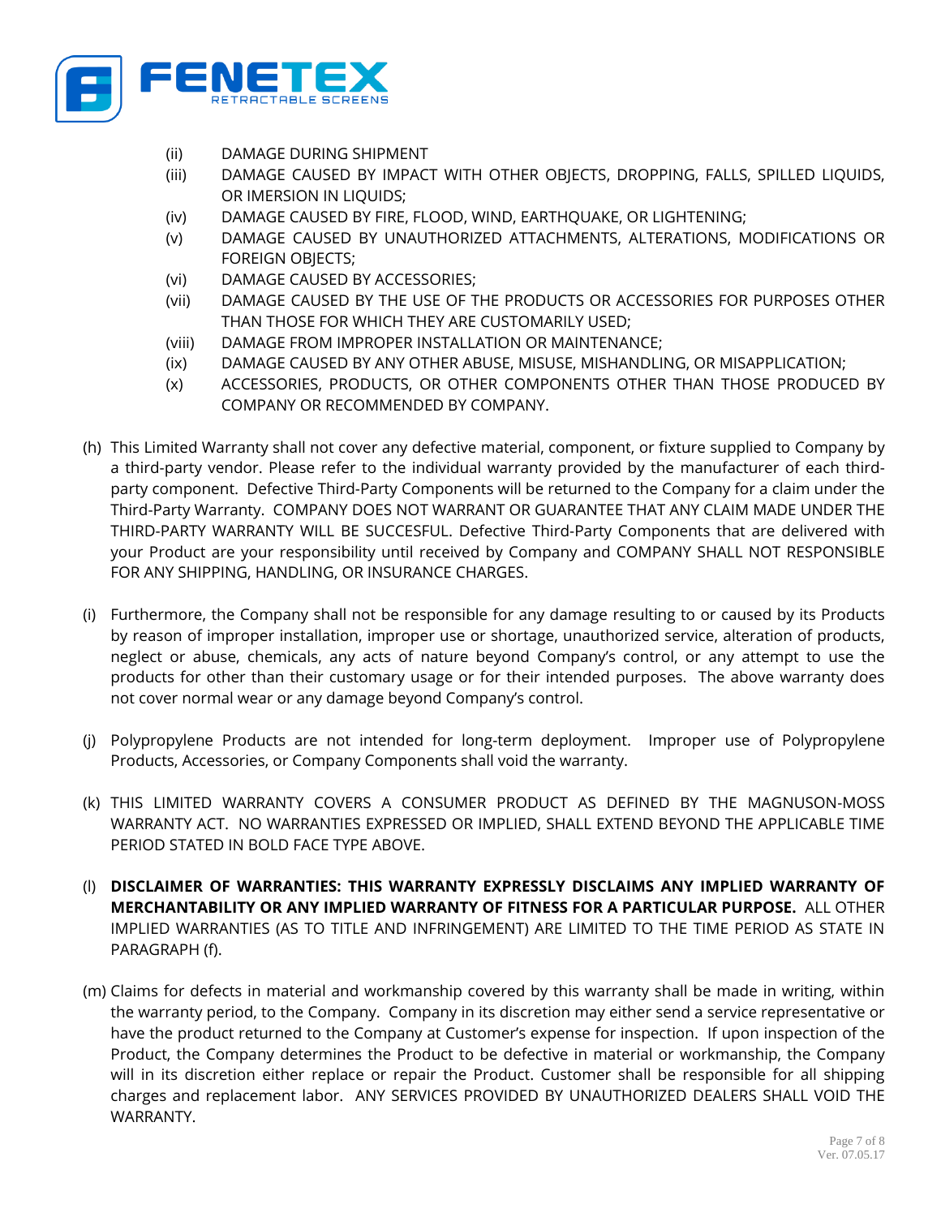(ii) DAMAGE DURING SHIPMENT
(iii) DAMAGE CAUSED BY IMPACT WITH OTHER OBJECTS, DROPPING, FALLS, SPILLED LIQUIDS, OR IMERSION IN LIQUIDS;
(iv) DAMAGE CAUSED BY FIRE, FLOOD, WIND, EARTHQUAKE, OR LIGHTENING;
(v) DAMAGE CAUSED BY UNAUTHORIZED ATTACHMENTS, ALTERATIONS, MODIFICATIONS OR FOREIGN OBJECTS;
(vi) DAMAGE CAUSED BY ACCESSORIES;
(vii) DAMAGE CAUSED BY THE USE OF THE PRODUCTS OR ACCESSORIES FOR PURPOSES OTHER THAN THOSE FOR WHICH THEY ARE CUSTOMARILY USED;
(viii) DAMAGE FROM IMPROPER INSTALLATION OR MAINTENANCE;
(ix) DAMAGE CAUSED BY ANY OTHER ABUSE, MISUSE, MISHANDLING, OR MISAPPLICATION;
(x) ACCESSORIES, PRODUCTS, OR OTHER COMPONENTS OTHER THAN THOSE PRODUCED BY COMPANY OR RECOMMENDED BY COMPANY.

(h) This Limited Warranty shall not cover any defective material, component, or fixture supplied to Company by a third-party vendor. Please refer to the individual warranty provided by the manufacturer of each third-party component. Defective Third-Party Components will be returned to the Company for a claim under the Third-Party Warranty. COMPANY DOES NOT WARRANT OR GUARANTEE THAT ANY CLAIM MADE UNDER THE THIRD-PARTY WARRANTY WILL BE SUCCESFUL. Defective Third-Party Components that are delivered with your Product are your responsibility until received by Company and COMPANY SHALL NOT RESPONSIBLE FOR ANY SHIPPING, HANDLING, OR INSURANCE CHARGES.

(i) Furthermore, the Company shall not be responsible for any damage resulting to or caused by its Products by reason of improper installation, improper use or shortage, unauthorized service, alteration of products, neglect or abuse, chemicals, any acts of nature beyond Company's control, or any attempt to use the products for other than their customary usage or for their intended purposes. The above warranty does not cover normal wear or any damage beyond Company's control.

(j) Polypropylene Products are not intended for long-term deployment. Improper use of Polypropylene Products, Accessories, or Company Components shall void the warranty.

(k) THIS LIMITED WARRANTY COVERS A CONSUMER PRODUCT AS DEFINED BY THE MAGNUSON-MOSS WARRANTY ACT. NO WARRANTIES EXPRESSED OR IMPLIED, SHALL EXTEND BEYOND THE APPLICABLE TIME PERIOD STATED IN BOLD FACE TYPE ABOVE.

(l) **DISCLAIMER OF WARRANTIES: THIS WARRANTY EXPRESSLY DISCLAIMS ANY IMPLIED WARRANTY OF MERCHANTABILITY OR ANY IMPLIED WARRANTY OF FITNESS FOR A PARTICULAR PURPOSE.** ALL OTHER IMPLIED WARRANTIES (AS TO TITLE AND INFRINGEMENT) ARE LIMITED TO THE TIME PERIOD AS STATE IN PARAGRAPH (f).

(m) Claims for defects in material and workmanship covered by this warranty shall be made in writing, within the warranty period, to the Company. Company in its discretion may either send a service representative or have the product returned to the Company at Customer's expense for inspection. If upon inspection of the Product, the Company determines the Product to be defective in material or workmanship, the Company will in its discretion either replace or repair the Product. Customer shall be responsible for all shipping charges and replacement labor. ANY SERVICES PROVIDED BY UNAUTHORIZED DEALERS SHALL VOID THE WARRANTY.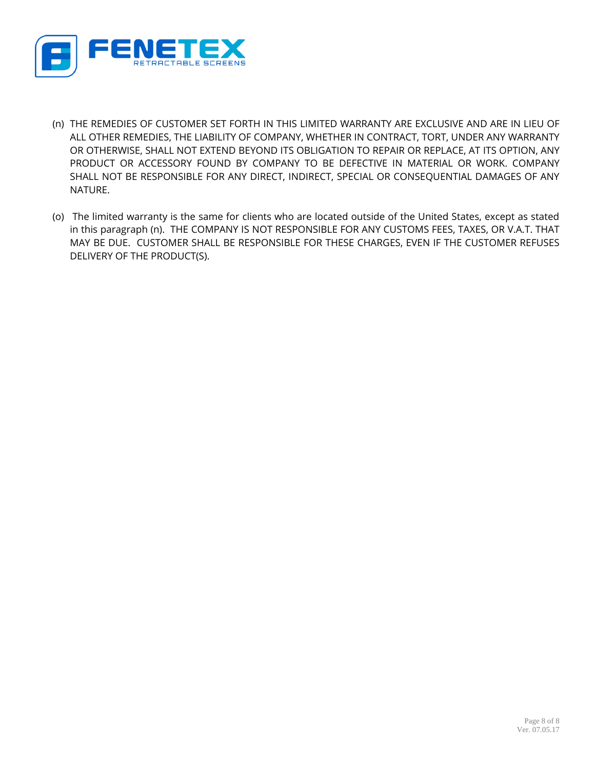(n) THE REMEDIES OF CUSTOMER SET FORTH IN THIS LIMITED WARRANTY ARE EXCLUSIVE AND ARE IN LIEU OF ALL OTHER REMEDIES, THE LIABILITY OF COMPANY, WHETHER IN CONTRACT, TORT, UNDER ANY WARRANTY OR OTHERWISE, SHALL NOT EXTEND BEYOND ITS OBLIGATION TO REPAIR OR REPLACE, AT ITS OPTION, ANY PRODUCT OR ACCESSORY FOUND BY COMPANY TO BE DEFECTIVE IN MATERIAL OR WORK. COMPANY SHALL NOT BE RESPONSIBLE FOR ANY DIRECT, INDIRECT, SPECIAL OR CONSEQUENTIAL DAMAGES OF ANY NATURE.

(o) The limited warranty is the same for clients who are located outside of the United States, except as stated in this paragraph (n). THE COMPANY IS NOT RESPONSIBLE FOR ANY CUSTOMS FEES, TAXES, OR V.A.T. THAT MAY BE DUE. CUSTOMER SHALL BE RESPONSIBLE FOR THESE CHARGES, EVEN IF THE CUSTOMER REFUSES DELIVERY OF THE PRODUCT(S).

Ver. 07.05.17